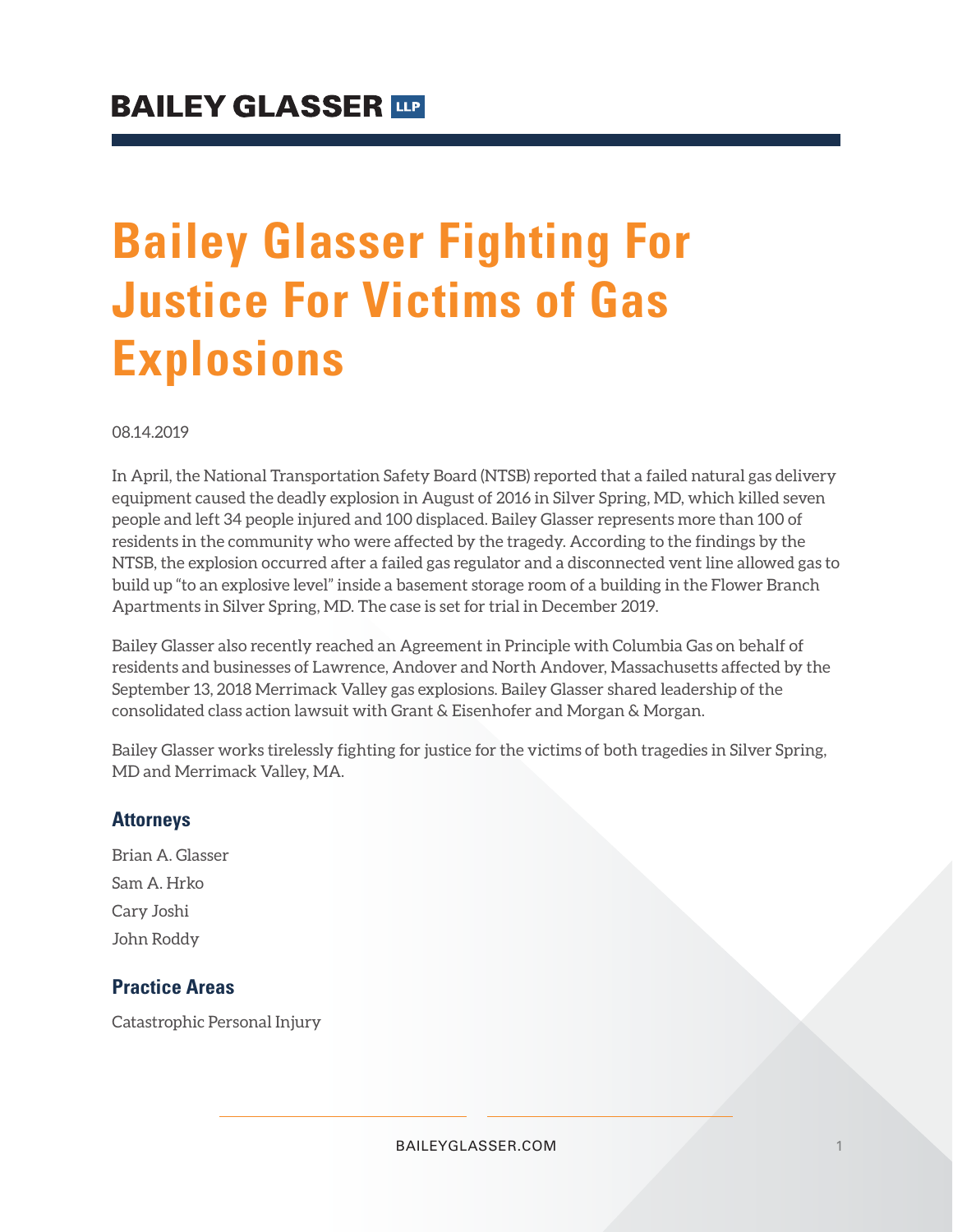# Bailey Glasser Fighting For Justice For Victims of Gas Explosions

08.14.2019

In April, the National Transportation Safety Board (NTSB) reported that a failed natural gas delivery equipment caused the deadly explosion in August of 2016 in Silver Spring, MD, which killed seven people and left 34 people injured and 100 displaced. Bailey Glasser represents more than 100 of residents in the community who were affected by the tragedy. According to the findings by the NTSB, the explosion occurred after a failed gas regulator and a disconnected vent line allowed gas to build up "to an explosive level" inside a basement storage room of a building in the Flower Branch Apartments in Silver Spring, MD. The case is set for trial in December 2019.

Bailey Glasser also recently reached an Agreement in Principle with Columbia Gas on behalf of residents and businesses of Lawrence, Andover and North Andover, Massachusetts affected by the September 13, 2018 Merrimack Valley gas explosions. Bailey Glasser shared leadership of the consolidated class action lawsuit with Grant & Eisenhofer and Morgan & Morgan.

Bailey Glasser works tirelessly fighting for justice for the victims of both tragedies in Silver Spring, MD and Merrimack Valley, MA.

## Attorneys

Brian A. Glasser

Sam A. Hrko

Cary Joshi

John Roddy

## Practice Areas

Catastrophic Personal Injury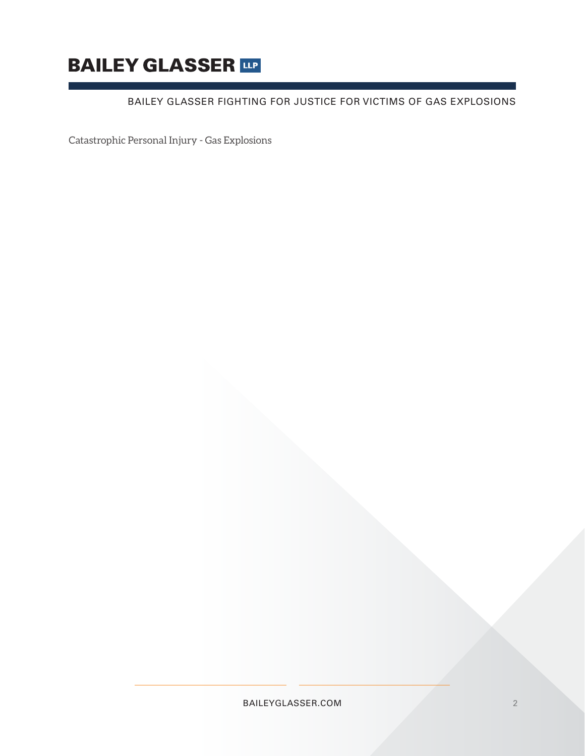Catastrophic Personal Injury - Gas Explosions